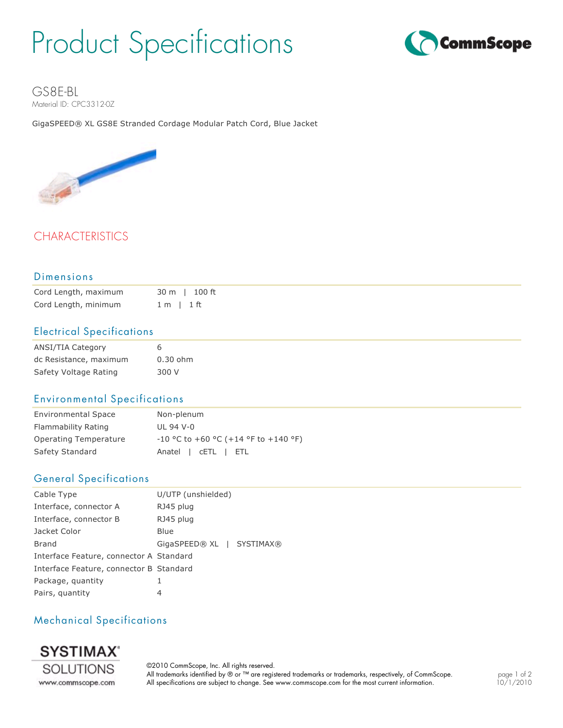# Product Specifications

## GS8E-BL

Material ID: CPC3312-0Z

GigaSPEED® XL GS8E Stranded Cordage Modular Patch Cord, Blue Jacket

## CHARACTERISTICS

### Dimensions

| | |
|---|---|
| Cord Length, maximum | 30 m \| 100 ft |
| Cord Length, minimum | 1 m \| 1 ft |

### Electrical Specifications

| | |
|---|---|
| ANSI/TIA Category | 6 |
| dc Resistance, maximum | 0.30 ohm |
| Safety Voltage Rating | 300 V |

### Environmental Specifications

| | |
|---|---|
| Environmental Space | Non-plenum |
| Flammability Rating | UL 94 V-0 |
| Operating Temperature | -10 °C to +60 °C (+14 °F to +140 °F) |
| Safety Standard | Anatel \| cETL \| ETL |

### General Specifications

| | |
|---|---|
| Cable Type | U/UTP (unshielded) |
| Interface, connector A | RJ45 plug |
| Interface, connector B | RJ45 plug |
| Jacket Color | Blue |
| Brand | GigaSPEED® XL \| SYSTIMAX® |
| Interface Feature, connector A | Standard |
| Interface Feature, connector B | Standard |
| Package, quantity | 1 |
| Pairs, quantity | 4 |

### Mechanical Specifications

©2010 CommScope, Inc. All rights reserved.
All trademarks identified by ® or ™ are registered trademarks or trademarks, respectively, of CommScope.
All specifications are subject to change. See www.commscope.com for the most current information.

10/1/2010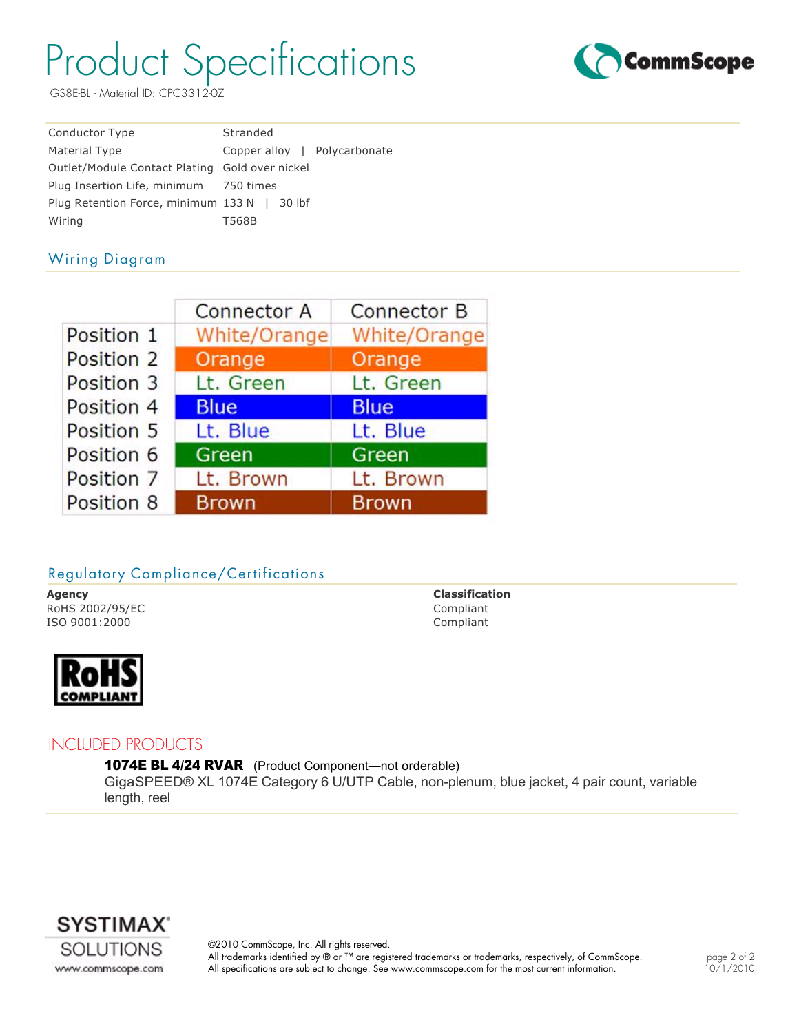# Product Specifications

GS8E-BL - Material ID: CPC3312-0Z

| | |
|---|---|
| Conductor Type | Stranded |
| Material Type | Copper alloy \| Polycarbonate |
| Outlet/Module Contact Plating | Gold over nickel |
| Plug Insertion Life, minimum | 750 times |
| Plug Retention Force, minimum | 133 N \| 30 lbf |
| Wiring | T568B |

## Wiring Diagram

| | Connector A | Connector B |
|---|---|---|
| Position 1 | White/Orange | White/Orange |
| Position 2 | Orange | Orange |
| Position 3 | Lt. Green | Lt. Green |
| Position 4 | Blue | Blue |
| Position 5 | Lt. Blue | Lt. Blue |
| Position 6 | Green | Green |
| Position 7 | Lt. Brown | Lt. Brown |
| Position 8 | Brown | Brown |

## Regulatory Compliance/Certifications

| Agency | Classification |
|---|---|
| RoHS 2002/95/EC | Compliant |
| ISO 9001:2000 | Compliant |

RoHS COMPLIANT

## INCLUDED PRODUCTS

**1074E BL 4/24 RVAR** (Product Component—not orderable)
GigaSPEED® XL 1074E Category 6 U/UTP Cable, non-plenum, blue jacket, 4 pair count, variable length, reel

SYSTIMAX® SOLUTIONS
www.commscope.com

©2010 CommScope, Inc. All rights reserved.
All trademarks identified by ® or ™ are registered trademarks or trademarks, respectively, of CommScope.
All specifications are subject to change. See www.commscope.com for the most current information.

10/1/2010